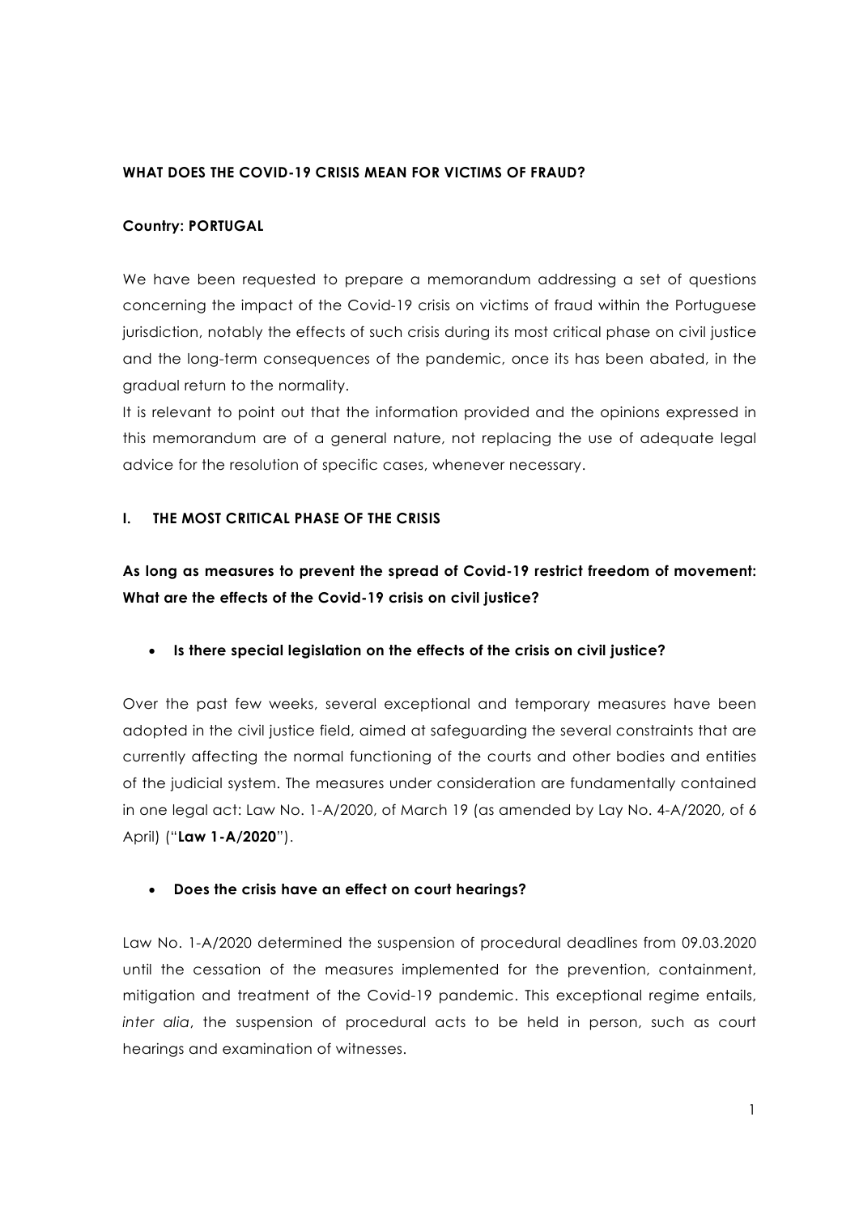**WHAT DOES THE COVID-19 CRISIS MEAN FOR VICTIMS OF FRAUD?**

**Country: PORTUGAL**

We have been requested to prepare a memorandum addressing a set of questions concerning the impact of the Covid-19 crisis on victims of fraud within the Portuguese jurisdiction, notably the effects of such crisis during its most critical phase on civil justice and the long-term consequences of the pandemic, once its has been abated, in the gradual return to the normality.

It is relevant to point out that the information provided and the opinions expressed in this memorandum are of a general nature, not replacing the use of adequate legal advice for the resolution of specific cases, whenever necessary.

## I. THE MOST CRITICAL PHASE OF THE CRISIS

### As long as measures to prevent the spread of Covid-19 restrict freedom of movement: What are the effects of the Covid-19 crisis on civil justice?

- **Is there special legislation on the effects of the crisis on civil justice?**

Over the past few weeks, several exceptional and temporary measures have been adopted in the civil justice field, aimed at safeguarding the several constraints that are currently affecting the normal functioning of the courts and other bodies and entities of the judicial system. The measures under consideration are fundamentally contained in one legal act: Law No. 1-A/2020, of March 19 (as amended by Lay No. 4-A/2020, of 6 April) ("**Law 1-A/2020**").

- **Does the crisis have an effect on court hearings?**

Law No. 1-A/2020 determined the suspension of procedural deadlines from 09.03.2020 until the cessation of the measures implemented for the prevention, containment, mitigation and treatment of the Covid-19 pandemic. This exceptional regime entails, *inter alia*, the suspension of procedural acts to be held in person, such as court hearings and examination of witnesses.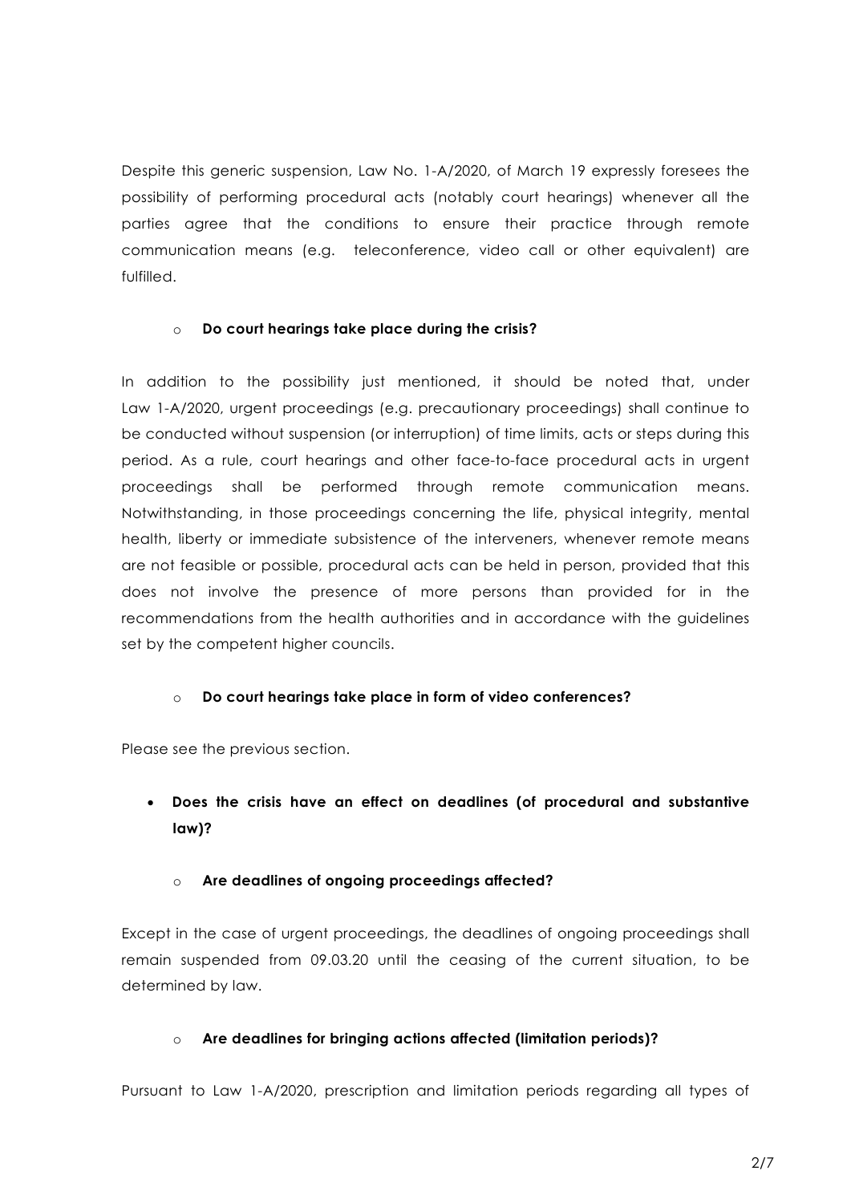Despite this generic suspension, Law No. 1-A/2020, of March 19 expressly foresees the possibility of performing procedural acts (notably court hearings) whenever all the parties agree that the conditions to ensure their practice through remote communication means (e.g. teleconference, video call or other equivalent) are fulfilled.

- **Do court hearings take place during the crisis?**

In addition to the possibility just mentioned, it should be noted that, under Law 1-A/2020, urgent proceedings (e.g. precautionary proceedings) shall continue to be conducted without suspension (or interruption) of time limits, acts or steps during this period. As a rule, court hearings and other face-to-face procedural acts in urgent proceedings shall be performed through remote communication means. Notwithstanding, in those proceedings concerning the life, physical integrity, mental health, liberty or immediate subsistence of the interveners, whenever remote means are not feasible or possible, procedural acts can be held in person, provided that this does not involve the presence of more persons than provided for in the recommendations from the health authorities and in accordance with the guidelines set by the competent higher councils.

- **Do court hearings take place in form of video conferences?**

Please see the previous section.

- **Does the crisis have an effect on deadlines (of procedural and substantive law)?**

  - **Are deadlines of ongoing proceedings affected?**

Except in the case of urgent proceedings, the deadlines of ongoing proceedings shall remain suspended from 09.03.20 until the ceasing of the current situation, to be determined by law.

  - **Are deadlines for bringing actions affected (limitation periods)?**

Pursuant to Law 1-A/2020, prescription and limitation periods regarding all types of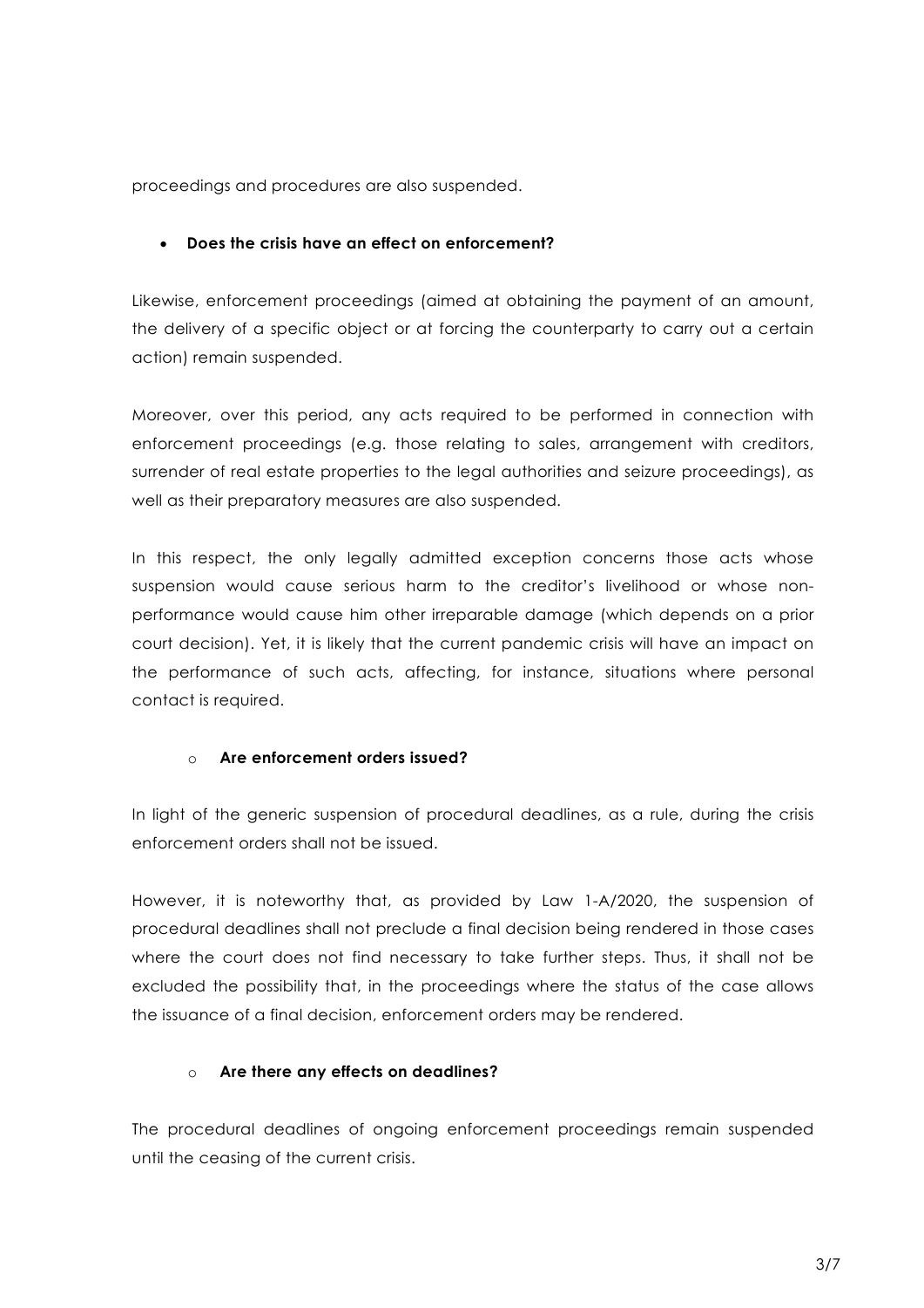proceedings and procedures are also suspended.

- **Does the crisis have an effect on enforcement?**

Likewise, enforcement proceedings (aimed at obtaining the payment of an amount, the delivery of a specific object or at forcing the counterparty to carry out a certain action) remain suspended.

Moreover, over this period, any acts required to be performed in connection with enforcement proceedings (e.g. those relating to sales, arrangement with creditors, surrender of real estate properties to the legal authorities and seizure proceedings), as well as their preparatory measures are also suspended.

In this respect, the only legally admitted exception concerns those acts whose suspension would cause serious harm to the creditor's livelihood or whose non-performance would cause him other irreparable damage (which depends on a prior court decision). Yet, it is likely that the current pandemic crisis will have an impact on the performance of such acts, affecting, for instance, situations where personal contact is required.

  - **Are enforcement orders issued?**

In light of the generic suspension of procedural deadlines, as a rule, during the crisis enforcement orders shall not be issued.

However, it is noteworthy that, as provided by Law 1-A/2020, the suspension of procedural deadlines shall not preclude a final decision being rendered in those cases where the court does not find necessary to take further steps. Thus, it shall not be excluded the possibility that, in the proceedings where the status of the case allows the issuance of a final decision, enforcement orders may be rendered.

  - **Are there any effects on deadlines?**

The procedural deadlines of ongoing enforcement proceedings remain suspended until the ceasing of the current crisis.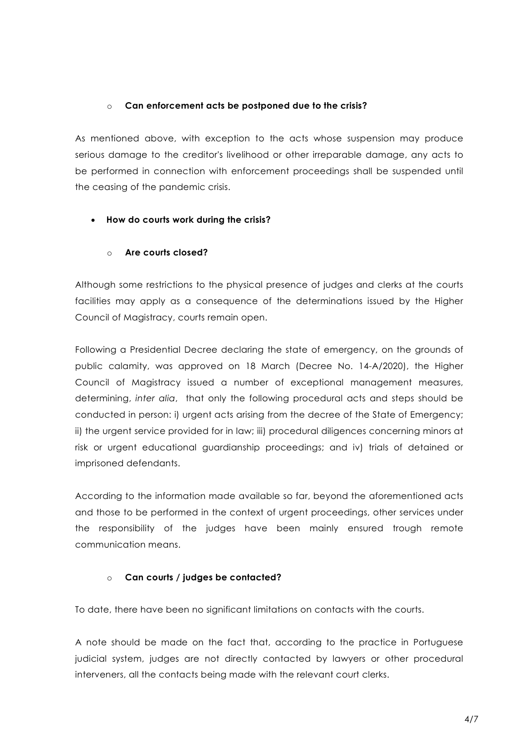- **Can enforcement acts be postponed due to the crisis?**

As mentioned above, with exception to the acts whose suspension may produce serious damage to the creditor's livelihood or other irreparable damage, any acts to be performed in connection with enforcement proceedings shall be suspended until the ceasing of the pandemic crisis.

- **How do courts work during the crisis?**

  - **Are courts closed?**

Although some restrictions to the physical presence of judges and clerks at the courts facilities may apply as a consequence of the determinations issued by the Higher Council of Magistracy, courts remain open.

Following a Presidential Decree declaring the state of emergency, on the grounds of public calamity, was approved on 18 March (Decree No. 14-A/2020), the Higher Council of Magistracy issued a number of exceptional management measures, determining, *inter alia*, that only the following procedural acts and steps should be conducted in person: i) urgent acts arising from the decree of the State of Emergency; ii) the urgent service provided for in law; iii) procedural diligences concerning minors at risk or urgent educational guardianship proceedings; and iv) trials of detained or imprisoned defendants.

According to the information made available so far, beyond the aforementioned acts and those to be performed in the context of urgent proceedings, other services under the responsibility of the judges have been mainly ensured trough remote communication means.

  - **Can courts / judges be contacted?**

To date, there have been no significant limitations on contacts with the courts.

A note should be made on the fact that, according to the practice in Portuguese judicial system, judges are not directly contacted by lawyers or other procedural interveners, all the contacts being made with the relevant court clerks.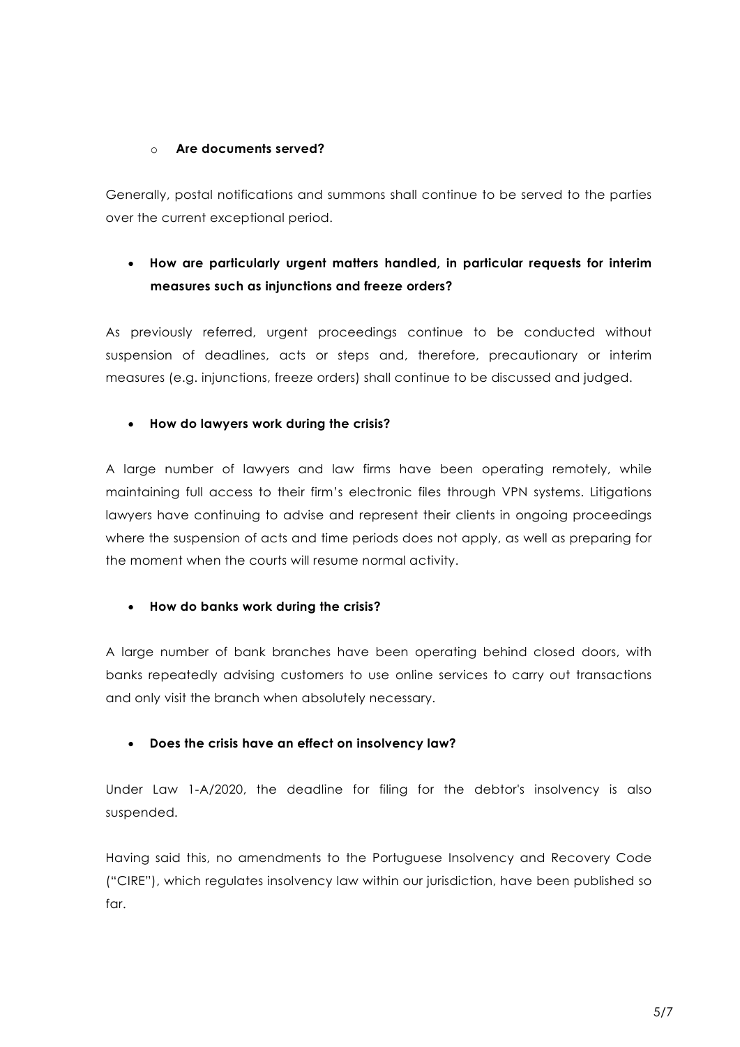- **Are documents served?**

Generally, postal notifications and summons shall continue to be served to the parties over the current exceptional period.

- **How are particularly urgent matters handled, in particular requests for interim measures such as injunctions and freeze orders?**

As previously referred, urgent proceedings continue to be conducted without suspension of deadlines, acts or steps and, therefore, precautionary or interim measures (e.g. injunctions, freeze orders) shall continue to be discussed and judged.

- **How do lawyers work during the crisis?**

A large number of lawyers and law firms have been operating remotely, while maintaining full access to their firm's electronic files through VPN systems. Litigations lawyers have continuing to advise and represent their clients in ongoing proceedings where the suspension of acts and time periods does not apply, as well as preparing for the moment when the courts will resume normal activity.

- **How do banks work during the crisis?**

A large number of bank branches have been operating behind closed doors, with banks repeatedly advising customers to use online services to carry out transactions and only visit the branch when absolutely necessary.

- **Does the crisis have an effect on insolvency law?**

Under Law 1-A/2020, the deadline for filing for the debtor's insolvency is also suspended.

Having said this, no amendments to the Portuguese Insolvency and Recovery Code ("CIRE"), which regulates insolvency law within our jurisdiction, have been published so far.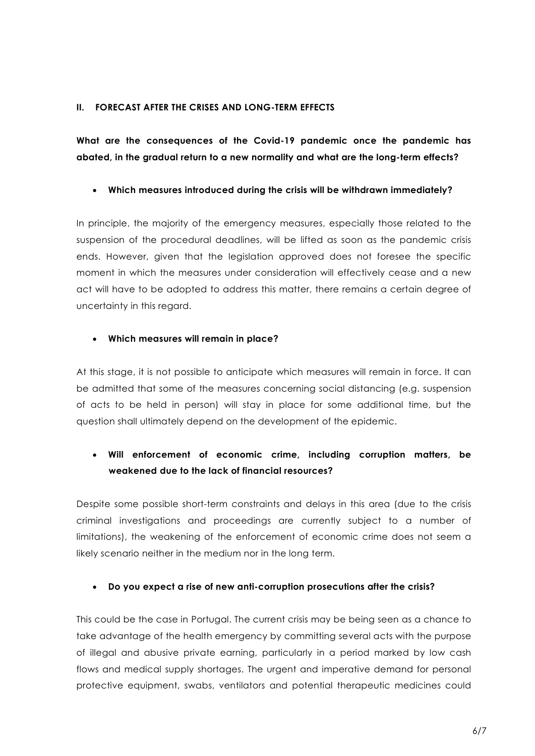## II. FORECAST AFTER THE CRISES AND LONG-TERM EFFECTS

**What are the consequences of the Covid-19 pandemic once the pandemic has abated, in the gradual return to a new normality and what are the long-term effects?**

- **Which measures introduced during the crisis will be withdrawn immediately?**

In principle, the majority of the emergency measures, especially those related to the suspension of the procedural deadlines, will be lifted as soon as the pandemic crisis ends. However, given that the legislation approved does not foresee the specific moment in which the measures under consideration will effectively cease and a new act will have to be adopted to address this matter, there remains a certain degree of uncertainty in this regard.

- **Which measures will remain in place?**

At this stage, it is not possible to anticipate which measures will remain in force. It can be admitted that some of the measures concerning social distancing (e.g. suspension of acts to be held in person) will stay in place for some additional time, but the question shall ultimately depend on the development of the epidemic.

- **Will enforcement of economic crime, including corruption matters, be weakened due to the lack of financial resources?**

Despite some possible short-term constraints and delays in this area (due to the crisis criminal investigations and proceedings are currently subject to a number of limitations), the weakening of the enforcement of economic crime does not seem a likely scenario neither in the medium nor in the long term.

- **Do you expect a rise of new anti-corruption prosecutions after the crisis?**

This could be the case in Portugal. The current crisis may be being seen as a chance to take advantage of the health emergency by committing several acts with the purpose of illegal and abusive private earning, particularly in a period marked by low cash flows and medical supply shortages. The urgent and imperative demand for personal protective equipment, swabs, ventilators and potential therapeutic medicines could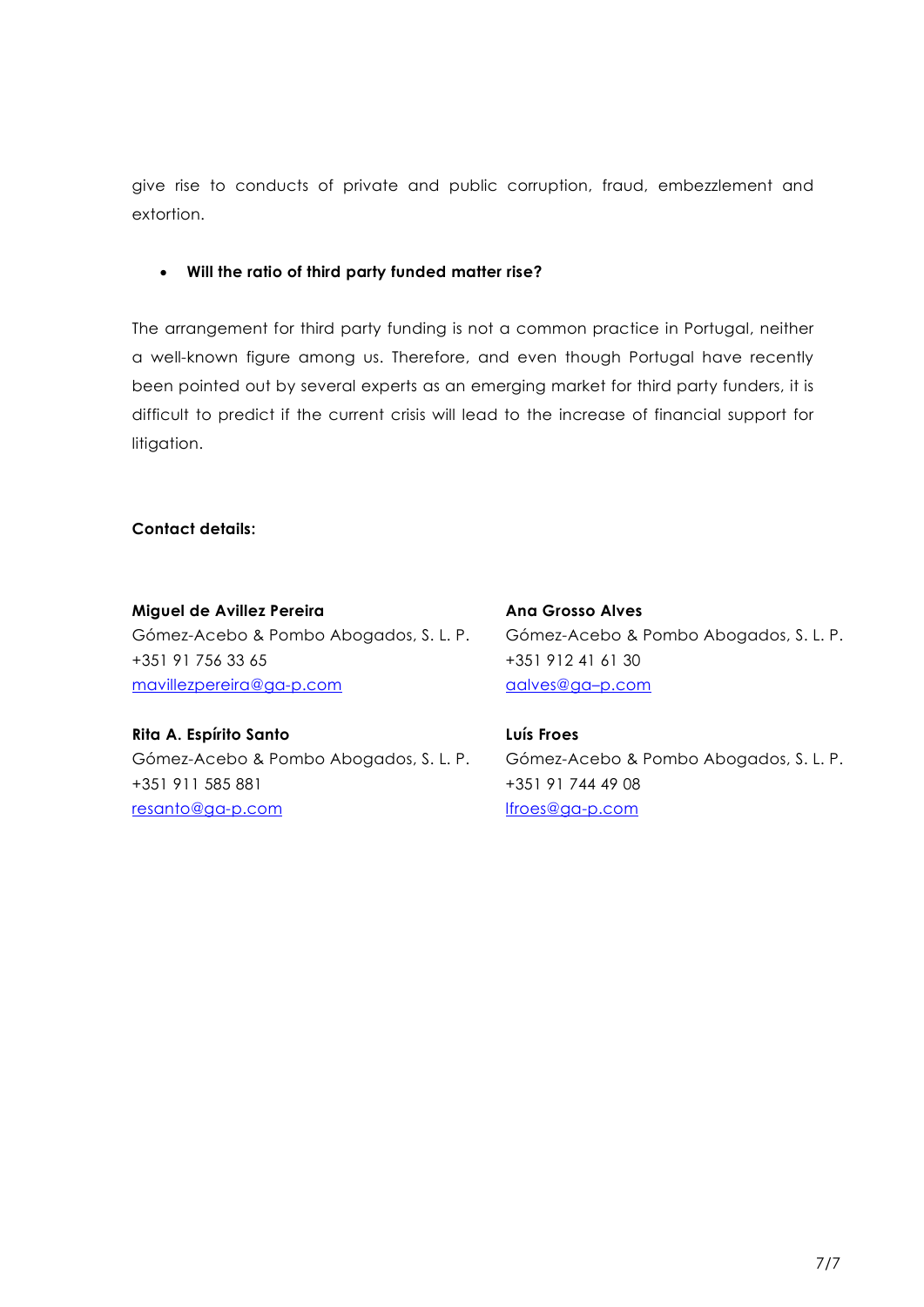give rise to conducts of private and public corruption, fraud, embezzlement and extortion.

- **Will the ratio of third party funded matter rise?**

The arrangement for third party funding is not a common practice in Portugal, neither a well-known figure among us. Therefore, and even though Portugal have recently been pointed out by several experts as an emerging market for third party funders, it is difficult to predict if the current crisis will lead to the increase of financial support for litigation.

**Contact details:**

**Miguel de Avillez Pereira**
Gómez-Acebo & Pombo Abogados, S. L. P.
+351 91 756 33 65
mavillezpereira@ga-p.com

**Ana Grosso Alves**
Gómez-Acebo & Pombo Abogados, S. L. P.
+351 912 41 61 30
aalves@ga–p.com

**Rita A. Espírito Santo**
Gómez-Acebo & Pombo Abogados, S. L. P.
+351 911 585 881
resanto@ga-p.com

**Luís Froes**
Gómez-Acebo & Pombo Abogados, S. L. P.
+351 91 744 49 08
lfroes@ga-p.com